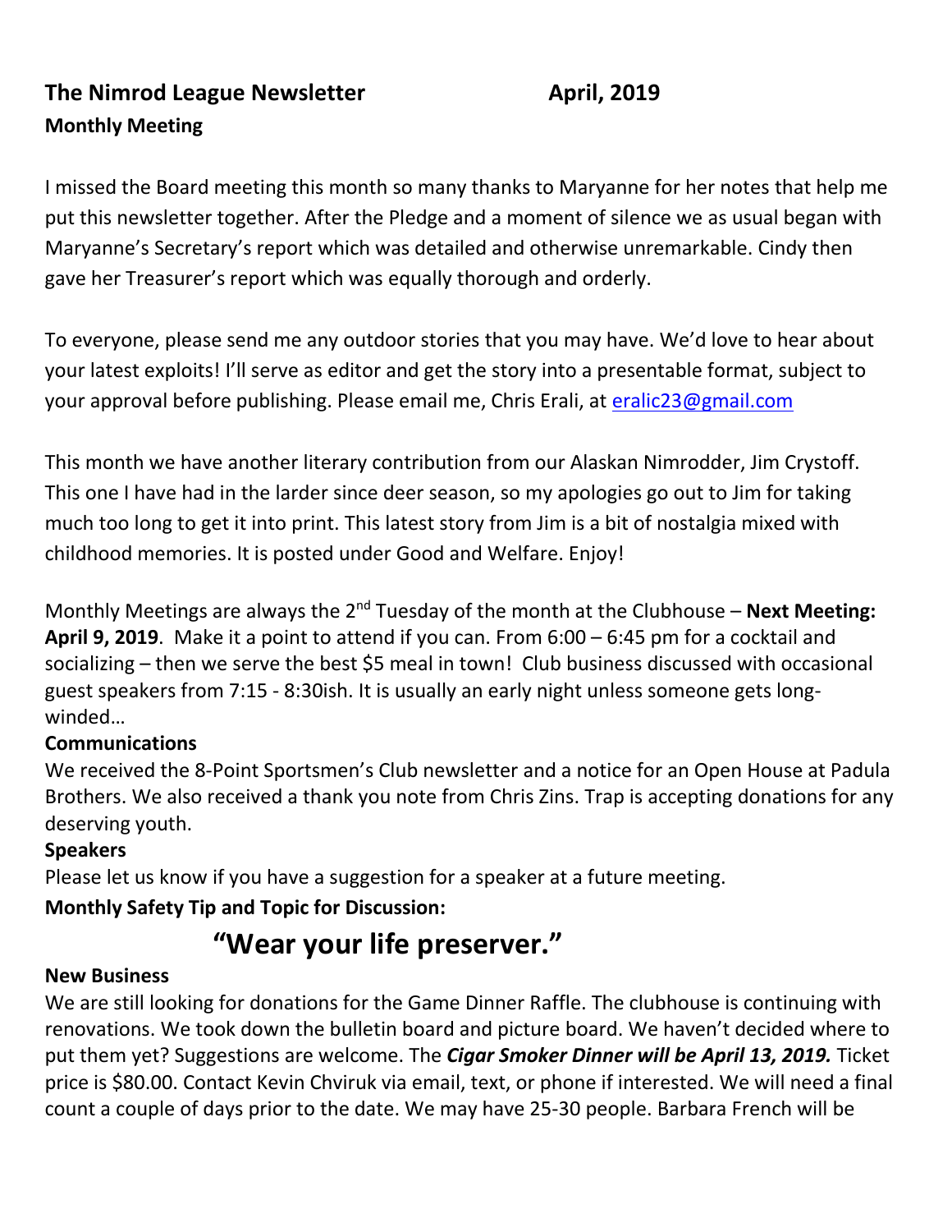# The Nimrod League Newsletter April, 2019

## Monthly Meeting

I missed the Board meeting this month so many thanks to Maryanne for her notes that help me put this newsletter together. After the Pledge and a moment of silence we as usual began with Maryanne's Secretary's report which was detailed and otherwise unremarkable. Cindy then gave her Treasurer's report which was equally thorough and orderly.

To everyone, please send me any outdoor stories that you may have. We'd love to hear about your latest exploits! I'll serve as editor and get the story into a presentable format, subject to your approval before publishing. Please email me, Chris Erali, at eralic23@gmail.com

This month we have another literary contribution from our Alaskan Nimrodder, Jim Crystoff. This one I have had in the larder since deer season, so my apologies go out to Jim for taking much too long to get it into print. This latest story from Jim is a bit of nostalgia mixed with childhood memories. It is posted under Good and Welfare. Enjoy!

Monthly Meetings are always the 2nd Tuesday of the month at the Clubhouse – **Next Meeting: April 9, 2019**. Make it a point to attend if you can. From 6:00 – 6:45 pm for a cocktail and socializing – then we serve the best $5 meal in town! Club business discussed with occasional guest speakers from 7:15 - 8:30ish. It is usually an early night unless someone gets long-winded…

## Communications

We received the 8-Point Sportsmen's Club newsletter and a notice for an Open House at Padula Brothers. We also received a thank you note from Chris Zins. Trap is accepting donations for any deserving youth.

## Speakers

Please let us know if you have a suggestion for a speaker at a future meeting.

## Monthly Safety Tip and Topic for Discussion:

**"Wear your life preserver."**

## New Business

We are still looking for donations for the Game Dinner Raffle. The clubhouse is continuing with renovations. We took down the bulletin board and picture board. We haven't decided where to put them yet? Suggestions are welcome. The ***Cigar Smoker Dinner will be April 13, 2019.*** Ticket price is $80.00. Contact Kevin Chviruk via email, text, or phone if interested. We will need a final count a couple of days prior to the date. We may have 25-30 people. Barbara French will be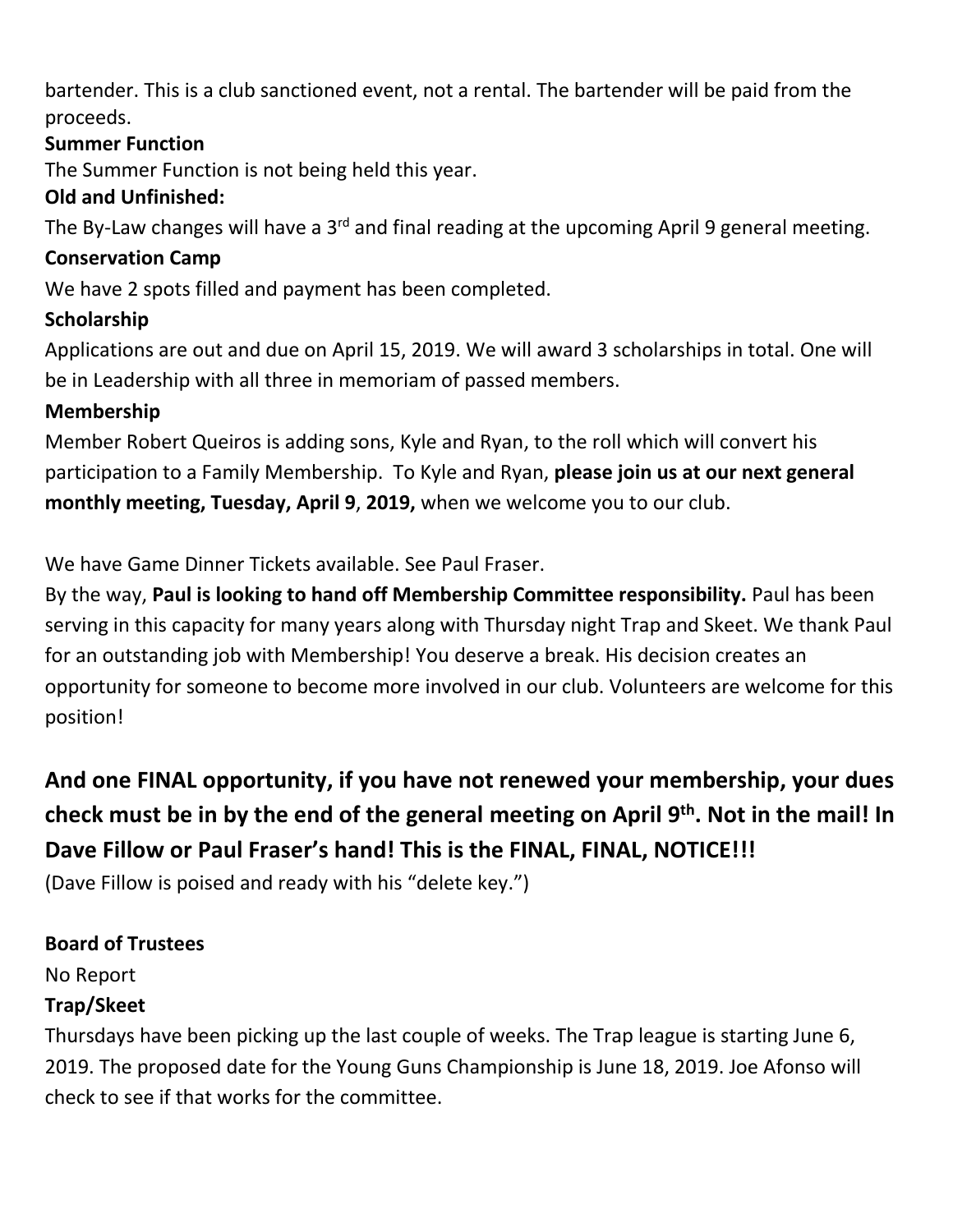bartender. This is a club sanctioned event, not a rental. The bartender will be paid from the proceeds.

**Summer Function**

The Summer Function is not being held this year.

**Old and Unfinished:**

The By-Law changes will have a 3rd and final reading at the upcoming April 9 general meeting.

**Conservation Camp**

We have 2 spots filled and payment has been completed.

**Scholarship**

Applications are out and due on April 15, 2019. We will award 3 scholarships in total. One will be in Leadership with all three in memoriam of passed members.

**Membership**

Member Robert Queiros is adding sons, Kyle and Ryan, to the roll which will convert his participation to a Family Membership. To Kyle and Ryan, **please join us at our next general monthly meeting, Tuesday, April 9**, **2019,** when we welcome you to our club.

We have Game Dinner Tickets available. See Paul Fraser.

By the way, **Paul is looking to hand off Membership Committee responsibility.** Paul has been serving in this capacity for many years along with Thursday night Trap and Skeet. We thank Paul for an outstanding job with Membership! You deserve a break. His decision creates an opportunity for someone to become more involved in our club. Volunteers are welcome for this position!

**And one FINAL opportunity, if you have not renewed your membership, your dues check must be in by the end of the general meeting on April 9th. Not in the mail! In Dave Fillow or Paul Fraser's hand! This is the FINAL, FINAL, NOTICE!!!**

(Dave Fillow is poised and ready with his "delete key.")

**Board of Trustees**

No Report

**Trap/Skeet**

Thursdays have been picking up the last couple of weeks. The Trap league is starting June 6, 2019. The proposed date for the Young Guns Championship is June 18, 2019. Joe Afonso will check to see if that works for the committee.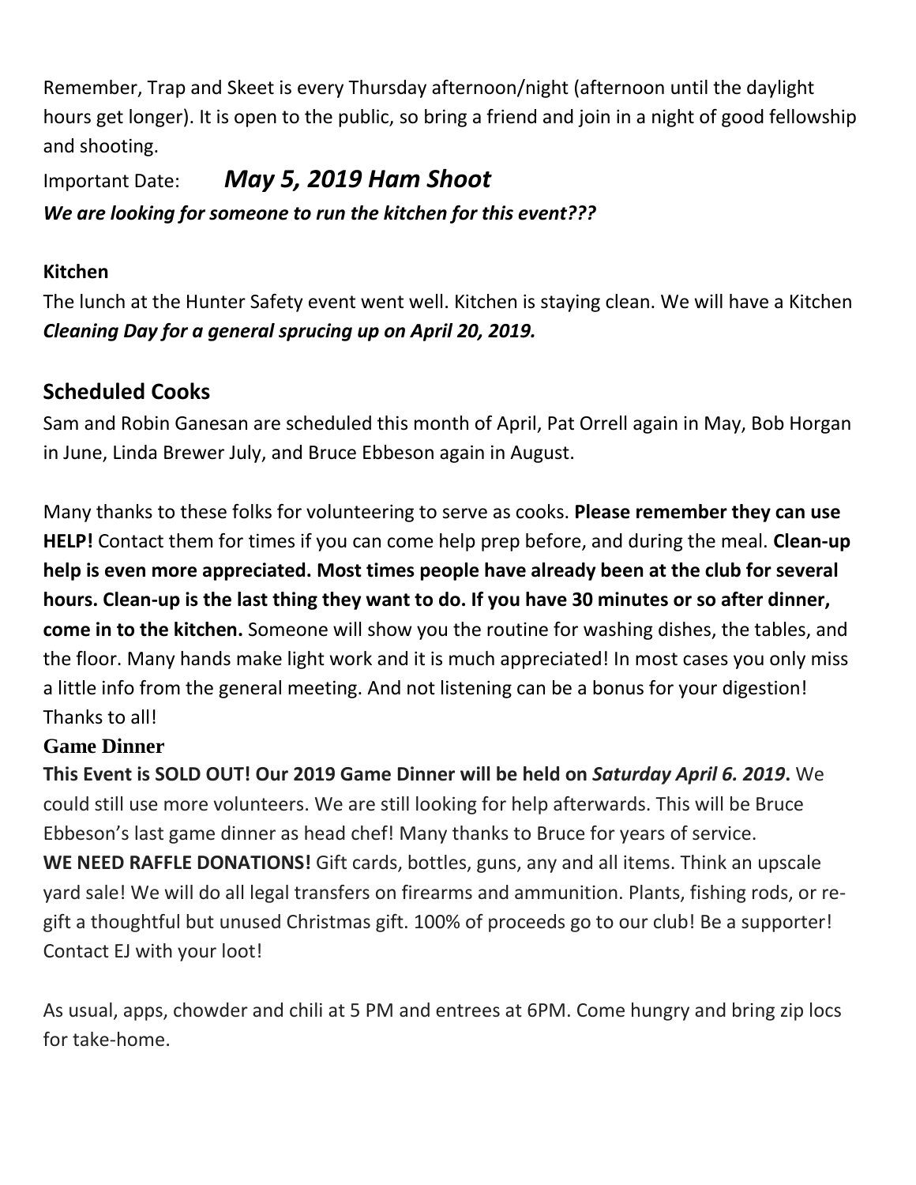Remember, Trap and Skeet is every Thursday afternoon/night (afternoon until the daylight hours get longer). It is open to the public, so bring a friend and join in a night of good fellowship and shooting.

Important Date: ***May 5, 2019 Ham Shoot***

***We are looking for someone to run the kitchen for this event???***

**Kitchen**

The lunch at the Hunter Safety event went well. Kitchen is staying clean. We will have a Kitchen ***Cleaning Day for a general sprucing up on April 20, 2019.***

## Scheduled Cooks

Sam and Robin Ganesan are scheduled this month of April, Pat Orrell again in May, Bob Horgan in June, Linda Brewer July, and Bruce Ebbeson again in August.

Many thanks to these folks for volunteering to serve as cooks. **Please remember they can use HELP!** Contact them for times if you can come help prep before, and during the meal. **Clean-up help is even more appreciated. Most times people have already been at the club for several hours. Clean-up is the last thing they want to do. If you have 30 minutes or so after dinner, come in to the kitchen.** Someone will show you the routine for washing dishes, the tables, and the floor. Many hands make light work and it is much appreciated! In most cases you only miss a little info from the general meeting. And not listening can be a bonus for your digestion! Thanks to all!

**Game Dinner**

**This Event is SOLD OUT! Our 2019 Game Dinner will be held on *Saturday April 6. 2019*.** We could still use more volunteers. We are still looking for help afterwards. This will be Bruce Ebbeson's last game dinner as head chef! Many thanks to Bruce for years of service.

**WE NEED RAFFLE DONATIONS!** Gift cards, bottles, guns, any and all items. Think an upscale yard sale! We will do all legal transfers on firearms and ammunition. Plants, fishing rods, or re-gift a thoughtful but unused Christmas gift. 100% of proceeds go to our club! Be a supporter! Contact EJ with your loot!

As usual, apps, chowder and chili at 5 PM and entrees at 6PM. Come hungry and bring zip locs for take-home.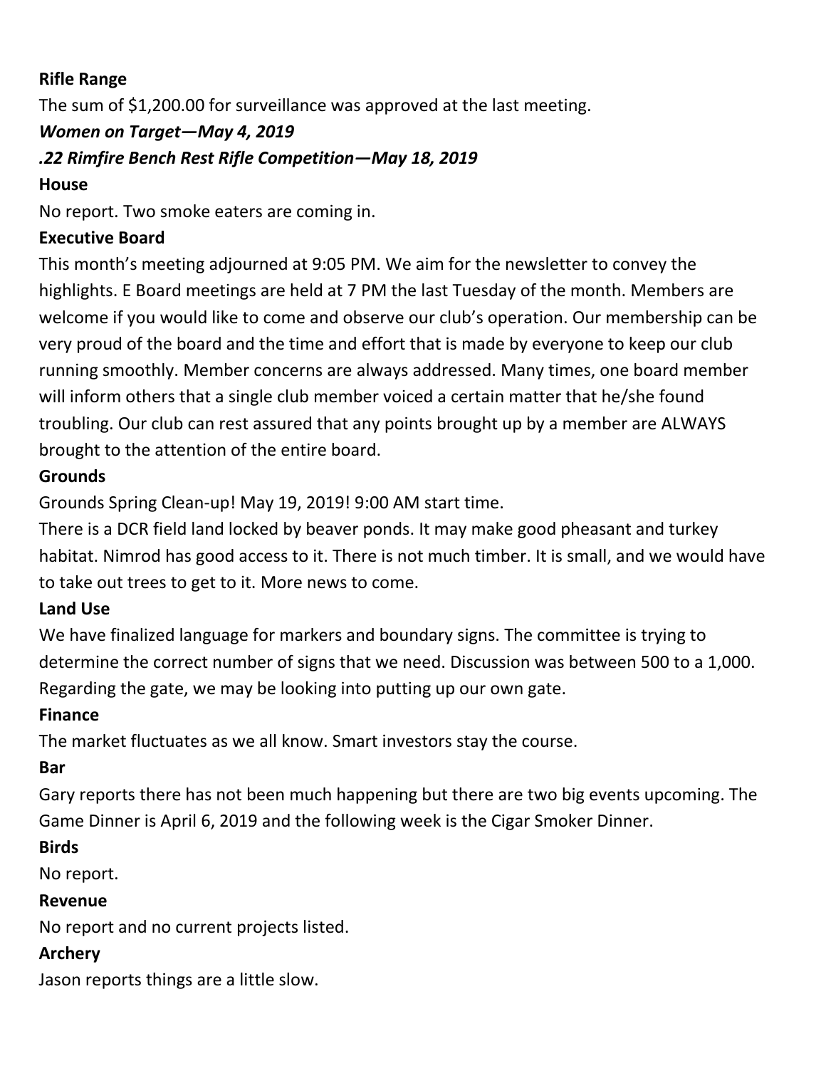**Rifle Range**

The sum of $1,200.00 for surveillance was approved at the last meeting.

***Women on Target—May 4, 2019***

***.22 Rimfire Bench Rest Rifle Competition—May 18, 2019***

**House**

No report. Two smoke eaters are coming in.

**Executive Board**

This month's meeting adjourned at 9:05 PM. We aim for the newsletter to convey the highlights. E Board meetings are held at 7 PM the last Tuesday of the month. Members are welcome if you would like to come and observe our club's operation. Our membership can be very proud of the board and the time and effort that is made by everyone to keep our club running smoothly. Member concerns are always addressed. Many times, one board member will inform others that a single club member voiced a certain matter that he/she found troubling. Our club can rest assured that any points brought up by a member are ALWAYS brought to the attention of the entire board.

**Grounds**

Grounds Spring Clean-up! May 19, 2019! 9:00 AM start time.

There is a DCR field land locked by beaver ponds. It may make good pheasant and turkey habitat. Nimrod has good access to it. There is not much timber. It is small, and we would have to take out trees to get to it. More news to come.

**Land Use**

We have finalized language for markers and boundary signs. The committee is trying to determine the correct number of signs that we need. Discussion was between 500 to a 1,000. Regarding the gate, we may be looking into putting up our own gate.

**Finance**

The market fluctuates as we all know. Smart investors stay the course.

**Bar**

Gary reports there has not been much happening but there are two big events upcoming. The Game Dinner is April 6, 2019 and the following week is the Cigar Smoker Dinner.

**Birds**

No report.

**Revenue**

No report and no current projects listed.

**Archery**

Jason reports things are a little slow.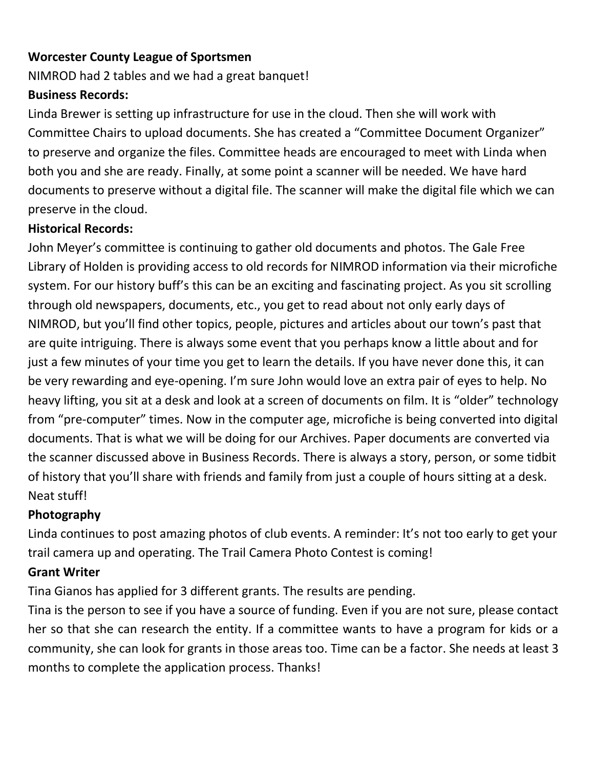**Worcester County League of Sportsmen**

NIMROD had 2 tables and we had a great banquet!

**Business Records:**

Linda Brewer is setting up infrastructure for use in the cloud. Then she will work with Committee Chairs to upload documents. She has created a "Committee Document Organizer" to preserve and organize the files. Committee heads are encouraged to meet with Linda when both you and she are ready. Finally, at some point a scanner will be needed. We have hard documents to preserve without a digital file. The scanner will make the digital file which we can preserve in the cloud.

**Historical Records:**

John Meyer's committee is continuing to gather old documents and photos. The Gale Free Library of Holden is providing access to old records for NIMROD information via their microfiche system. For our history buff's this can be an exciting and fascinating project. As you sit scrolling through old newspapers, documents, etc., you get to read about not only early days of NIMROD, but you'll find other topics, people, pictures and articles about our town's past that are quite intriguing. There is always some event that you perhaps know a little about and for just a few minutes of your time you get to learn the details. If you have never done this, it can be very rewarding and eye-opening. I'm sure John would love an extra pair of eyes to help. No heavy lifting, you sit at a desk and look at a screen of documents on film. It is "older" technology from "pre-computer" times. Now in the computer age, microfiche is being converted into digital documents. That is what we will be doing for our Archives. Paper documents are converted via the scanner discussed above in Business Records. There is always a story, person, or some tidbit of history that you'll share with friends and family from just a couple of hours sitting at a desk. Neat stuff!

**Photography**

Linda continues to post amazing photos of club events. A reminder: It's not too early to get your trail camera up and operating. The Trail Camera Photo Contest is coming!

**Grant Writer**

Tina Gianos has applied for 3 different grants. The results are pending.

Tina is the person to see if you have a source of funding. Even if you are not sure, please contact her so that she can research the entity. If a committee wants to have a program for kids or a community, she can look for grants in those areas too. Time can be a factor. She needs at least 3 months to complete the application process. Thanks!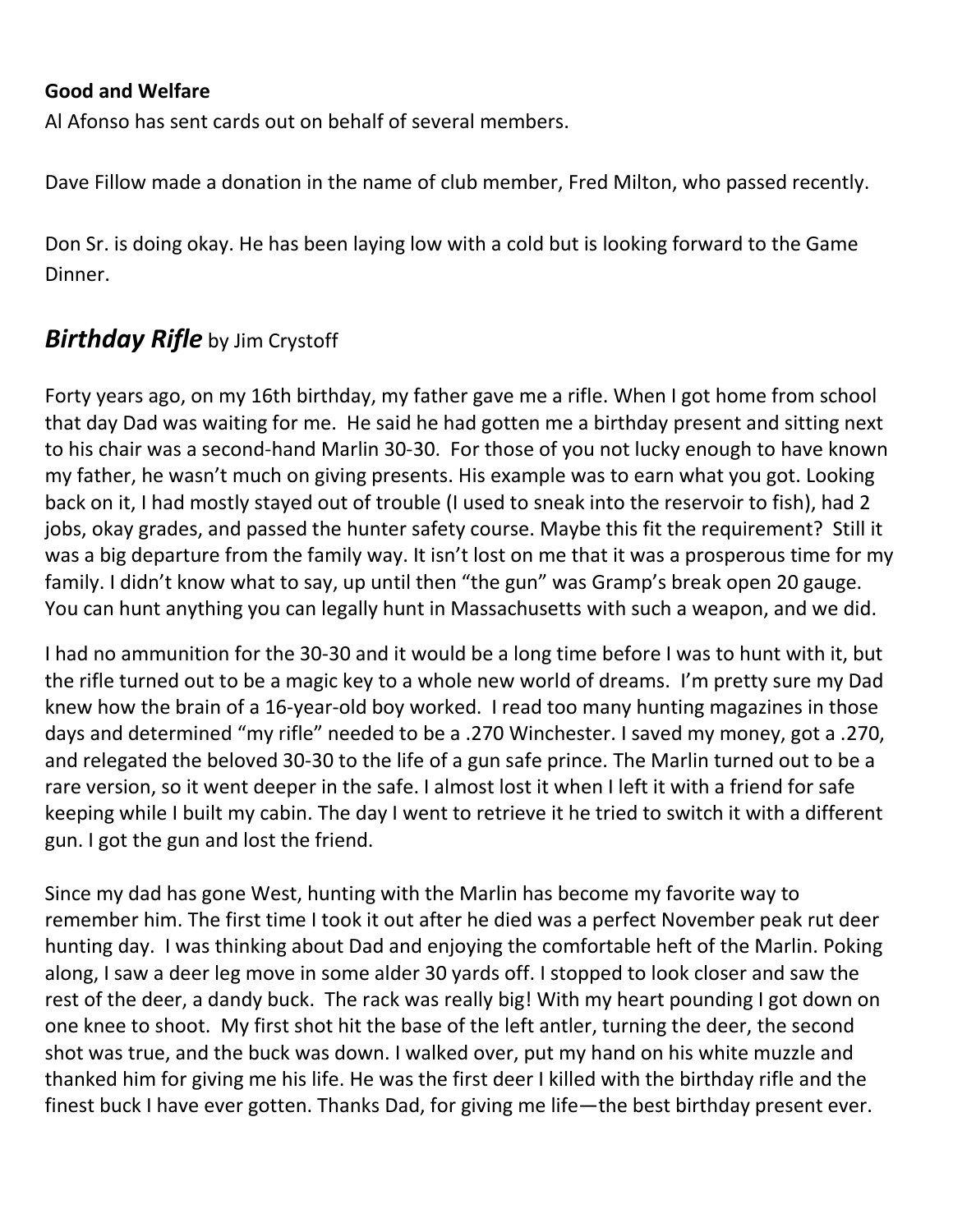**Good and Welfare**

Al Afonso has sent cards out on behalf of several members.

Dave Fillow made a donation in the name of club member, Fred Milton, who passed recently.

Don Sr. is doing okay. He has been laying low with a cold but is looking forward to the Game Dinner.

## ***Birthday Rifle*** by Jim Crystoff

Forty years ago, on my 16th birthday, my father gave me a rifle. When I got home from school that day Dad was waiting for me. He said he had gotten me a birthday present and sitting next to his chair was a second-hand Marlin 30-30. For those of you not lucky enough to have known my father, he wasn't much on giving presents. His example was to earn what you got. Looking back on it, I had mostly stayed out of trouble (I used to sneak into the reservoir to fish), had 2 jobs, okay grades, and passed the hunter safety course. Maybe this fit the requirement? Still it was a big departure from the family way. It isn't lost on me that it was a prosperous time for my family. I didn't know what to say, up until then "the gun" was Gramp's break open 20 gauge. You can hunt anything you can legally hunt in Massachusetts with such a weapon, and we did.

I had no ammunition for the 30-30 and it would be a long time before I was to hunt with it, but the rifle turned out to be a magic key to a whole new world of dreams. I'm pretty sure my Dad knew how the brain of a 16-year-old boy worked. I read too many hunting magazines in those days and determined "my rifle" needed to be a .270 Winchester. I saved my money, got a .270, and relegated the beloved 30-30 to the life of a gun safe prince. The Marlin turned out to be a rare version, so it went deeper in the safe. I almost lost it when I left it with a friend for safe keeping while I built my cabin. The day I went to retrieve it he tried to switch it with a different gun. I got the gun and lost the friend.

Since my dad has gone West, hunting with the Marlin has become my favorite way to remember him. The first time I took it out after he died was a perfect November peak rut deer hunting day. I was thinking about Dad and enjoying the comfortable heft of the Marlin. Poking along, I saw a deer leg move in some alder 30 yards off. I stopped to look closer and saw the rest of the deer, a dandy buck. The rack was really big! With my heart pounding I got down on one knee to shoot. My first shot hit the base of the left antler, turning the deer, the second shot was true, and the buck was down. I walked over, put my hand on his white muzzle and thanked him for giving me his life. He was the first deer I killed with the birthday rifle and the finest buck I have ever gotten. Thanks Dad, for giving me life—the best birthday present ever.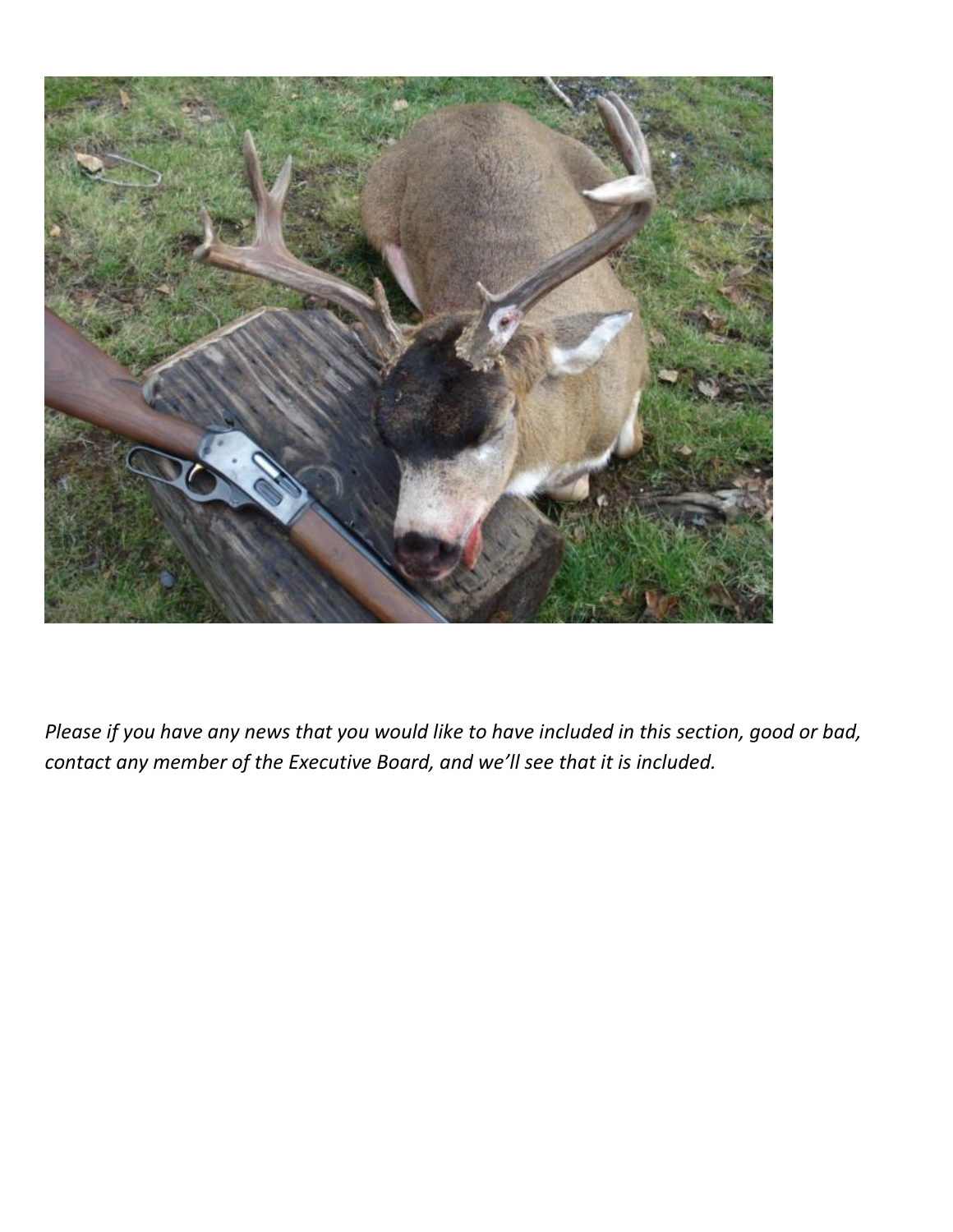*Please if you have any news that you would like to have included in this section, good or bad, contact any member of the Executive Board, and we'll see that it is included.*